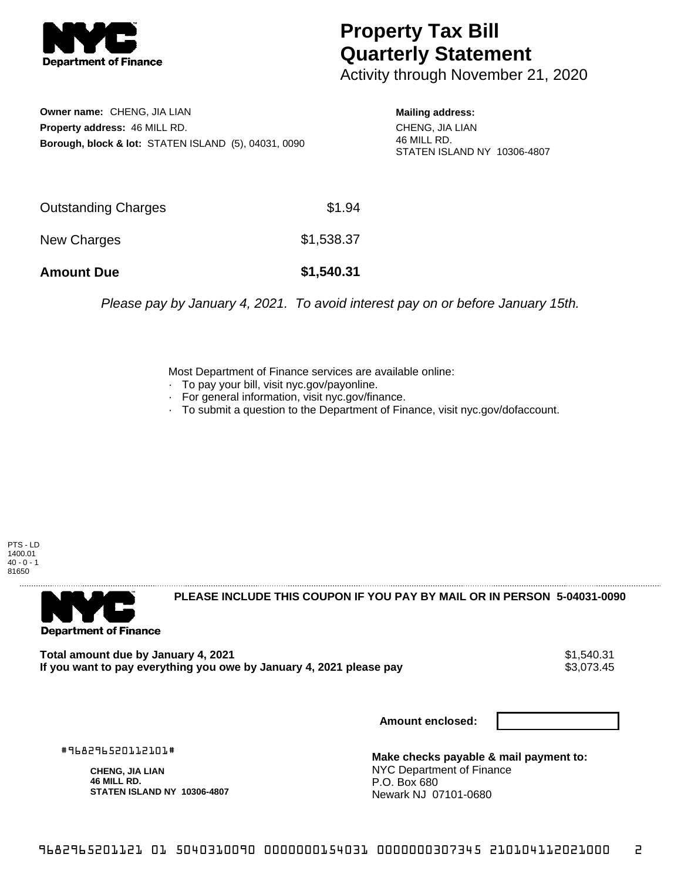# Property Tax Bill Quarterly Statement

Activity through November 21, 2020

**Owner name:** CHENG, JIA LIAN
**Property address:** 46 MILL RD.
**Borough, block & lot:** STATEN ISLAND (5), 04031, 0090

**Mailing address:**
CHENG, JIA LIAN
46 MILL RD.
STATEN ISLAND NY 10306-4807

| | |
|---|---|
| Outstanding Charges | $1.94 |
| New Charges | $1,538.37 |
| **Amount Due** | **$1,540.31** |

*Please pay by January 4, 2021. To avoid interest pay on or before January 15th.*

Most Department of Finance services are available online:
- To pay your bill, visit nyc.gov/payonline.
- For general information, visit nyc.gov/finance.
- To submit a question to the Department of Finance, visit nyc.gov/dofaccount.

PTS - LD
1400.01
40 - 0 - 1
81650

**PLEASE INCLUDE THIS COUPON IF YOU PAY BY MAIL OR IN PERSON 5-04031-0090**

**Total amount due by January 4, 2021** $1,540.31
**If you want to pay everything you owe by January 4, 2021 please pay** $3,073.45

**Amount enclosed:**

#968296520112101#

**CHENG, JIA LIAN**
**46 MILL RD.**
**STATEN ISLAND NY 10306-4807**

**Make checks payable & mail payment to:**
NYC Department of Finance
P.O. Box 680
Newark NJ 07101-0680

9682965201121 01 5040310090 0000000154031 0000000307345 210104112021000 2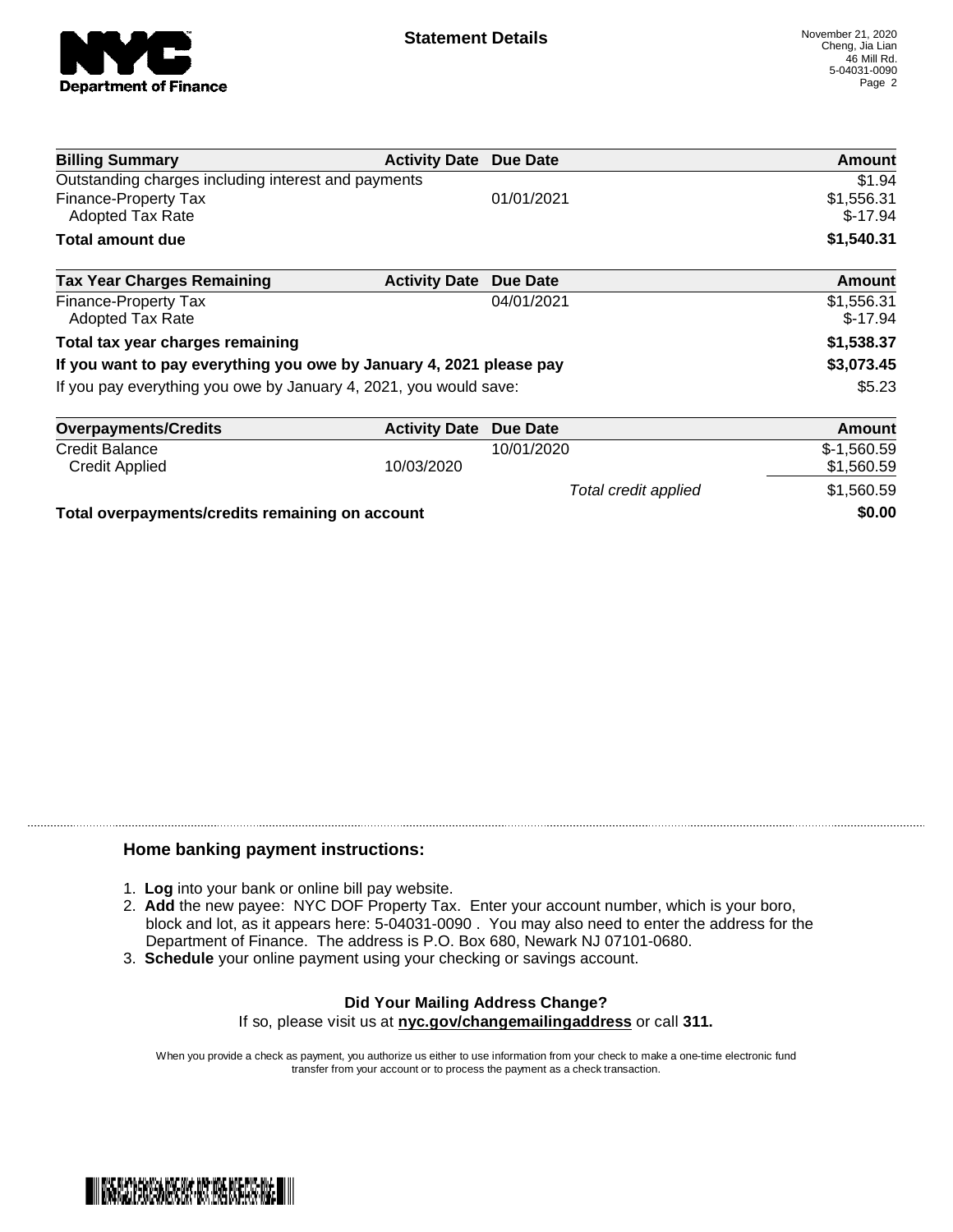# Statement Details

November 21, 2020
Cheng, Jia Lian
46 Mill Rd.
5-04031-0090

| Billing Summary | Activity Date | Due Date | Amount |
|---|---|---|---|
| Outstanding charges including interest and payments | | | $1.94 |
| Finance-Property Tax | | 01/01/2021 | $1,556.31 |
| Adopted Tax Rate | | | $-17.94 |
| **Total amount due** | | | **$1,540.31** |

| Tax Year Charges Remaining | Activity Date | Due Date | Amount |
|---|---|---|---|
| Finance-Property Tax | | 04/01/2021 | $1,556.31 |
| Adopted Tax Rate | | | $-17.94 |
| **Total tax year charges remaining** | | | **$1,538.37** |
| **If you want to pay everything you owe by January 4, 2021 please pay** | | | **$3,073.45** |
| If you pay everything you owe by January 4, 2021, you would save: | | | $5.23 |

| Overpayments/Credits | Activity Date | Due Date | Amount |
|---|---|---|---|
| Credit Balance | | 10/01/2020 | $-1,560.59 |
| Credit Applied | 10/03/2020 | | $1,560.59 |
| | | *Total credit applied* | $1,560.59 |
| **Total overpayments/credits remaining on account** | | | **$0.00** |

## Home banking payment instructions:

1. **Log** into your bank or online bill pay website.
2. **Add** the new payee: NYC DOF Property Tax. Enter your account number, which is your boro, block and lot, as it appears here: 5-04031-0090 . You may also need to enter the address for the Department of Finance. The address is P.O. Box 680, Newark NJ 07101-0680.
3. **Schedule** your online payment using your checking or savings account.

**Did Your Mailing Address Change?**
If so, please visit us at **nyc.gov/changemailingaddress** or call **311.**

When you provide a check as payment, you authorize us either to use information from your check to make a one-time electronic fund transfer from your account or to process the payment as a check transaction.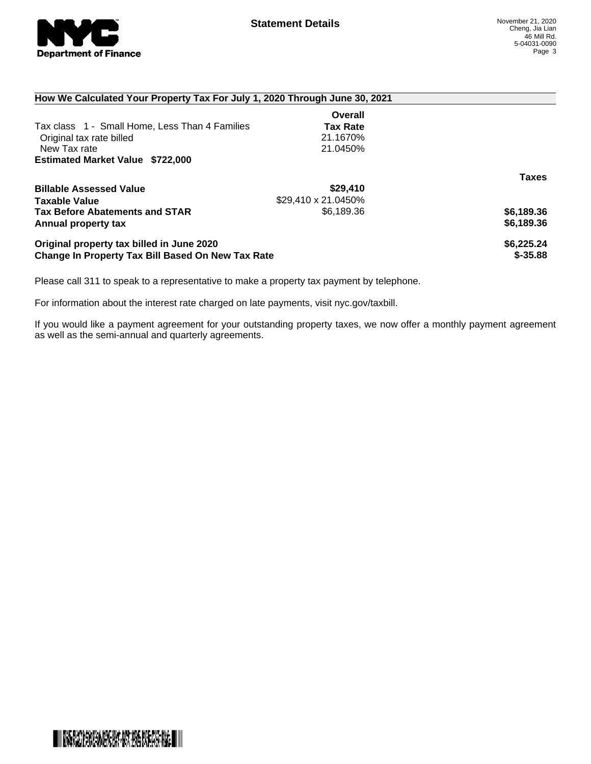## How We Calculated Your Property Tax For July 1, 2020 Through June 30, 2021

| | Overall Tax Rate | |
|---|---|---|
| Tax class 1 - Small Home, Less Than 4 Families | | |
| Original tax rate billed | 21.1670% | |
| New Tax rate | 21.0450% | |
| **Estimated Market Value $722,000** | | |
| | | **Taxes** |
| **Billable Assessed Value** | **$29,410** | |
| **Taxable Value** | $29,410 x 21.0450% | |
| **Tax Before Abatements and STAR** | $6,189.36 | **$6,189.36** |
| **Annual property tax** | | **$6,189.36** |
| **Original property tax billed in June 2020** | | **$6,225.24** |
| **Change In Property Tax Bill Based On New Tax Rate** | | **$-35.88** |

Please call 311 to speak to a representative to make a property tax payment by telephone.

For information about the interest rate charged on late payments, visit nyc.gov/taxbill.

If you would like a payment agreement for your outstanding property taxes, we now offer a monthly payment agreement as well as the semi-annual and quarterly agreements.